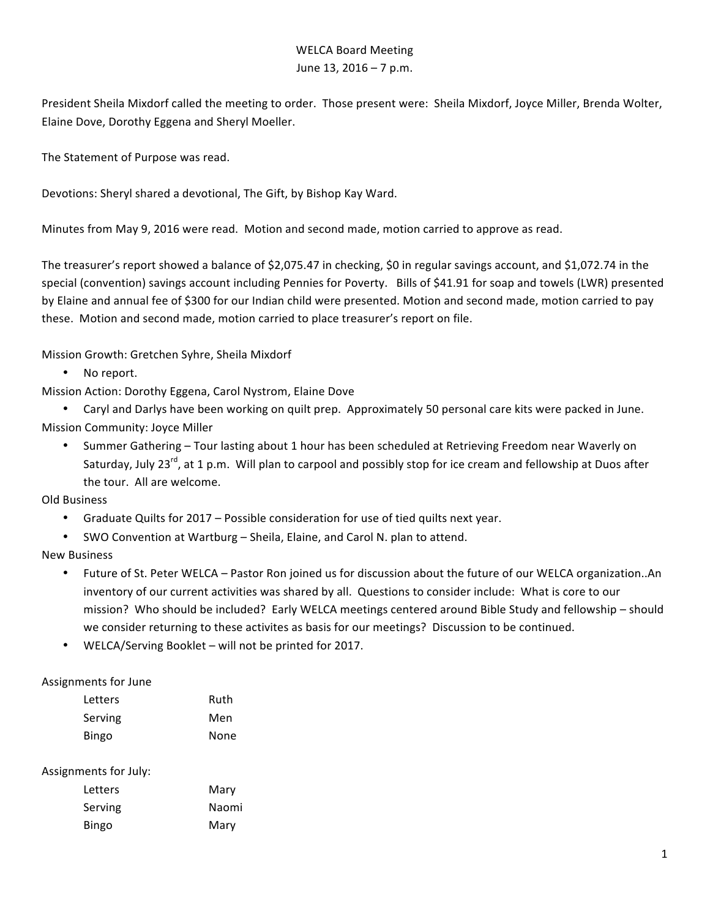# WELCA Board Meeting

June 13, 2016 – 7 p.m.

President Sheila Mixdorf called the meeting to order. Those present were: Sheila Mixdorf, Joyce Miller, Brenda Wolter, Elaine Dove, Dorothy Eggena and Sheryl Moeller.

The Statement of Purpose was read.

Devotions: Sheryl shared a devotional, The Gift, by Bishop Kay Ward.

Minutes from May 9, 2016 were read. Motion and second made, motion carried to approve as read.

The treasurer's report showed a balance of $2,075.47 in checking, $0 in regular savings account, and $1,072.74 in the special (convention) savings account including Pennies for Poverty. Bills of $41.91 for soap and towels (LWR) presented by Elaine and annual fee of $300 for our Indian child were presented. Motion and second made, motion carried to pay these. Motion and second made, motion carried to place treasurer's report on file.

Mission Growth: Gretchen Syhre, Sheila Mixdorf

- No report.

Mission Action: Dorothy Eggena, Carol Nystrom, Elaine Dove

- Caryl and Darlys have been working on quilt prep. Approximately 50 personal care kits were packed in June.

Mission Community: Joyce Miller

- Summer Gathering – Tour lasting about 1 hour has been scheduled at Retrieving Freedom near Waverly on Saturday, July 23rd, at 1 p.m. Will plan to carpool and possibly stop for ice cream and fellowship at Duos after the tour. All are welcome.

Old Business

- Graduate Quilts for 2017 – Possible consideration for use of tied quilts next year.
- SWO Convention at Wartburg – Sheila, Elaine, and Carol N. plan to attend.

New Business

- Future of St. Peter WELCA – Pastor Ron joined us for discussion about the future of our WELCA organization..An inventory of our current activities was shared by all. Questions to consider include: What is core to our mission? Who should be included? Early WELCA meetings centered around Bible Study and fellowship – should we consider returning to these activites as basis for our meetings? Discussion to be continued.
- WELCA/Serving Booklet – will not be printed for 2017.

Assignments for June

| | |
|---|---|
| Letters | Ruth |
| Serving | Men |
| Bingo | None |

Assignments for July:

| | |
|---|---|
| Letters | Mary |
| Serving | Naomi |
| Bingo | Mary |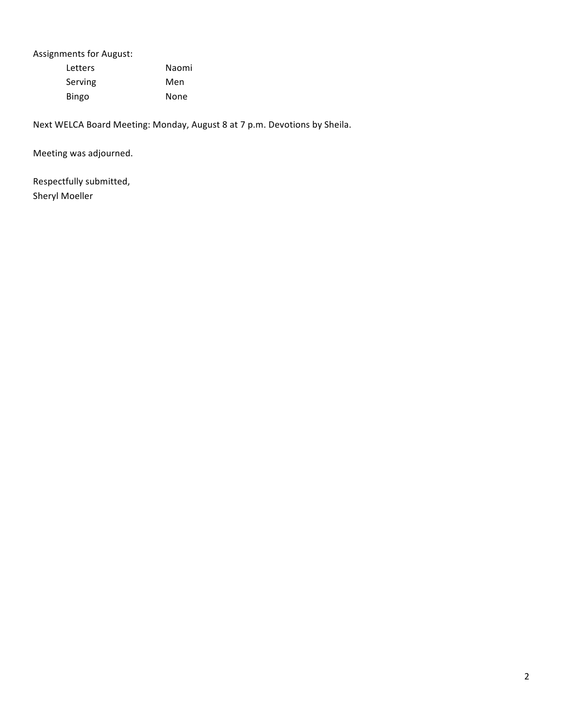Assignments for August:

| | |
|---|---|
| Letters | Naomi |
| Serving | Men |
| Bingo | None |

Next WELCA Board Meeting: Monday, August 8 at 7 p.m. Devotions by Sheila.

Meeting was adjourned.

Respectfully submitted,
Sheryl Moeller